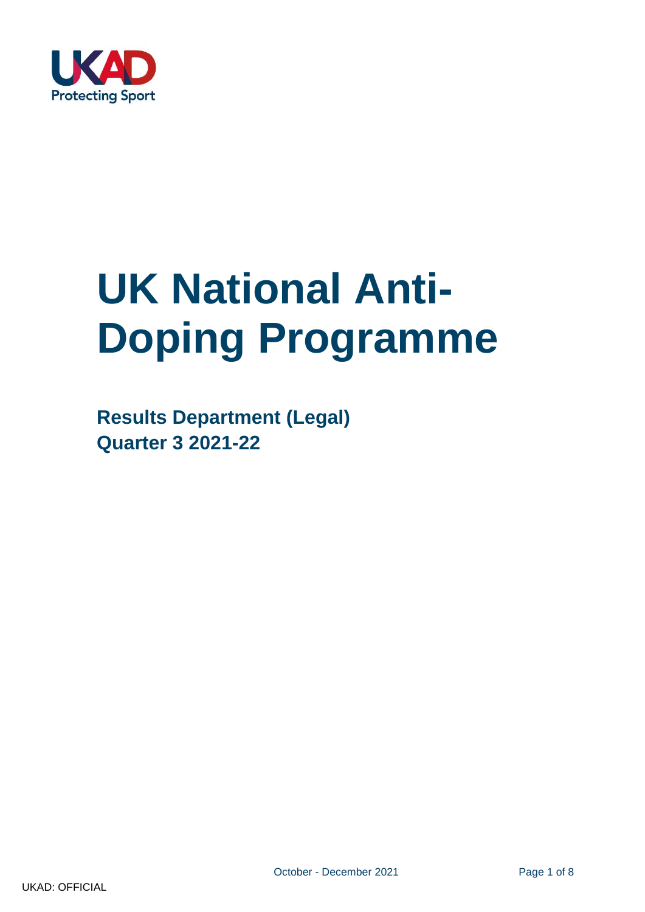UKAD
Protecting Sport

# UK National Anti-Doping Programme

## Results Department (Legal)
## Quarter 3 2021-22

October - December 2021

UKAD: OFFICIAL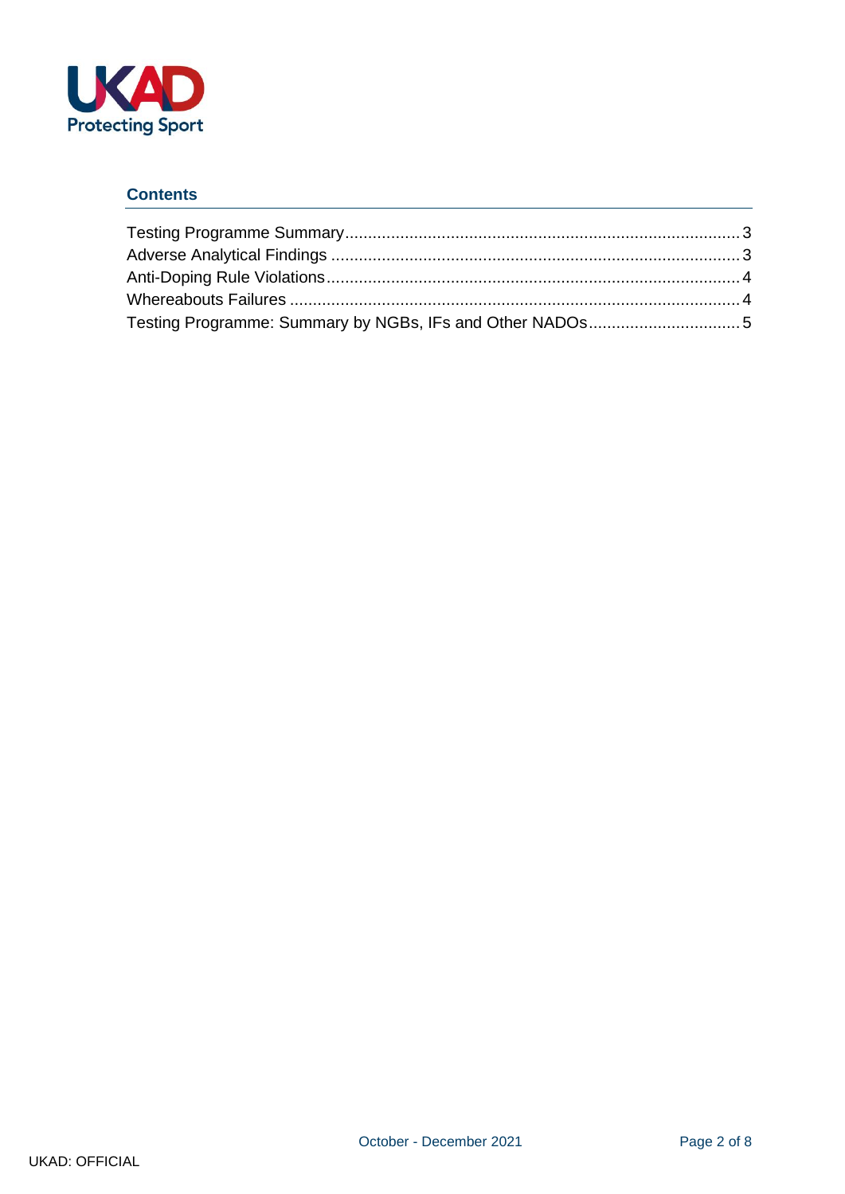## Contents

- Testing Programme Summary .......... 3
- Adverse Analytical Findings .......... 3
- Anti-Doping Rule Violations .......... 4
- Whereabouts Failures .......... 4
- Testing Programme: Summary by NGBs, IFs and Other NADOs .......... 5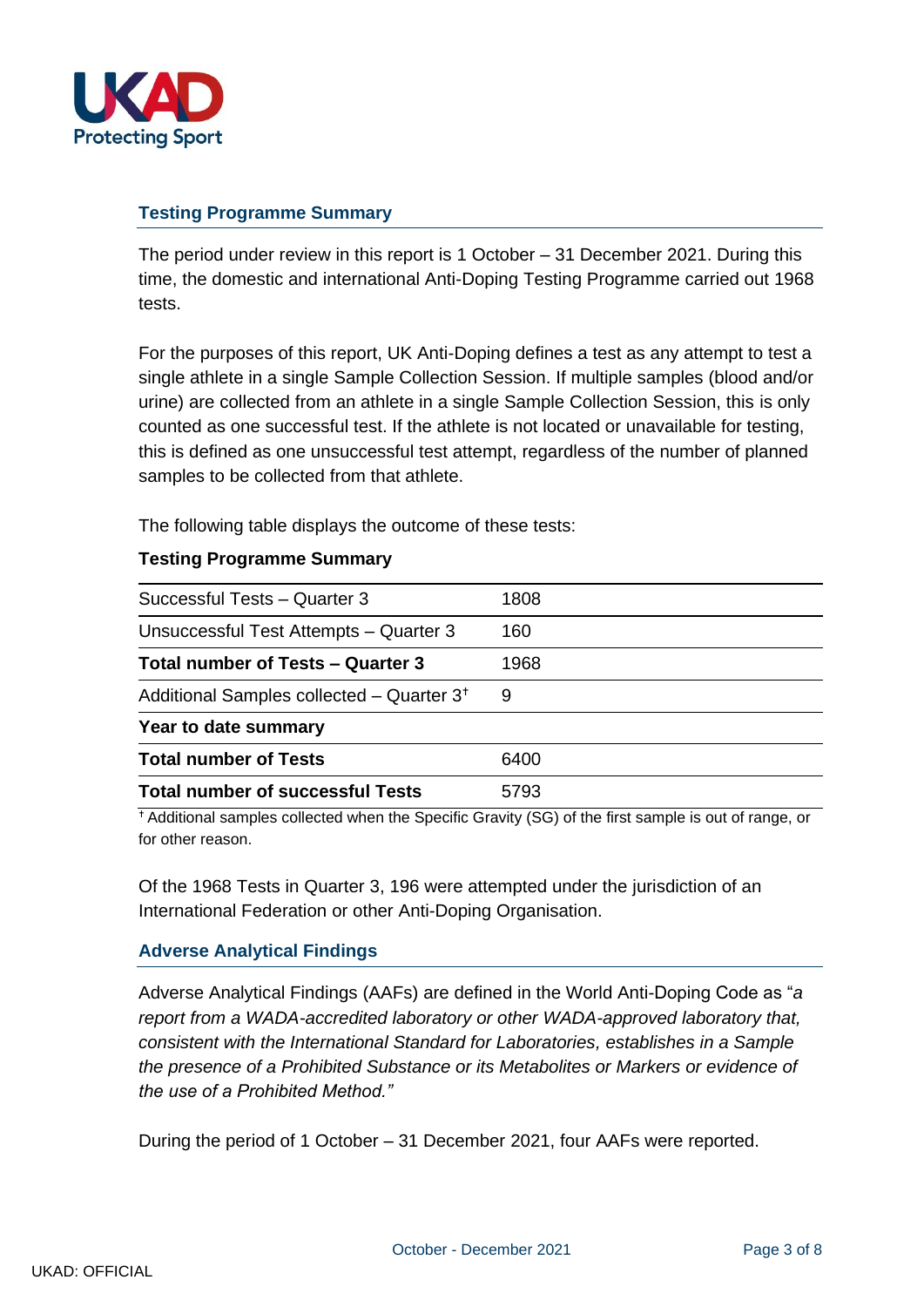## Testing Programme Summary

The period under review in this report is 1 October – 31 December 2021. During this time, the domestic and international Anti-Doping Testing Programme carried out 1968 tests.

For the purposes of this report, UK Anti-Doping defines a test as any attempt to test a single athlete in a single Sample Collection Session. If multiple samples (blood and/or urine) are collected from an athlete in a single Sample Collection Session, this is only counted as one successful test. If the athlete is not located or unavailable for testing, this is defined as one unsuccessful test attempt, regardless of the number of planned samples to be collected from that athlete.

The following table displays the outcome of these tests:

**Testing Programme Summary**

| | |
|---|---|
| Successful Tests – Quarter 3 | 1808 |
| Unsuccessful Test Attempts – Quarter 3 | 160 |
| **Total number of Tests – Quarter 3** | 1968 |
| Additional Samples collected – Quarter 3† | 9 |
| **Year to date summary** | |
| **Total number of Tests** | 6400 |
| **Total number of successful Tests** | 5793 |

† Additional samples collected when the Specific Gravity (SG) of the first sample is out of range, or for other reason.

Of the 1968 Tests in Quarter 3, 196 were attempted under the jurisdiction of an International Federation or other Anti-Doping Organisation.

## Adverse Analytical Findings

Adverse Analytical Findings (AAFs) are defined in the World Anti-Doping Code as "*a report from a WADA-accredited laboratory or other WADA-approved laboratory that, consistent with the International Standard for Laboratories, establishes in a Sample the presence of a Prohibited Substance or its Metabolites or Markers or evidence of the use of a Prohibited Method."*

During the period of 1 October – 31 December 2021, four AAFs were reported.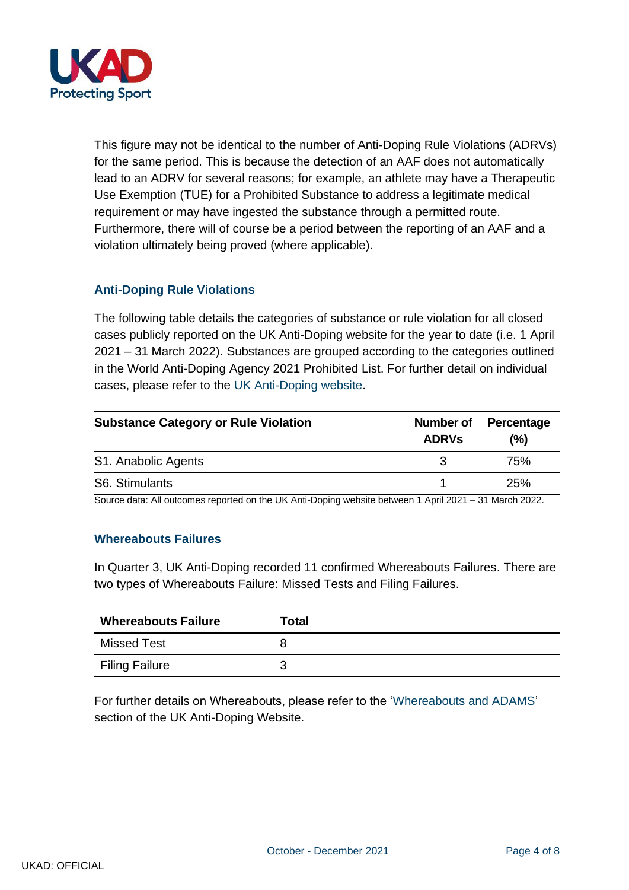This figure may not be identical to the number of Anti-Doping Rule Violations (ADRVs) for the same period. This is because the detection of an AAF does not automatically lead to an ADRV for several reasons; for example, an athlete may have a Therapeutic Use Exemption (TUE) for a Prohibited Substance to address a legitimate medical requirement or may have ingested the substance through a permitted route. Furthermore, there will of course be a period between the reporting of an AAF and a violation ultimately being proved (where applicable).

## Anti-Doping Rule Violations

The following table details the categories of substance or rule violation for all closed cases publicly reported on the UK Anti-Doping website for the year to date (i.e. 1 April 2021 – 31 March 2022). Substances are grouped according to the categories outlined in the World Anti-Doping Agency 2021 Prohibited List. For further detail on individual cases, please refer to the UK Anti-Doping website.

| Substance Category or Rule Violation | Number of ADRVs | Percentage (%) |
|---|---|---|
| S1. Anabolic Agents | 3 | 75% |
| S6. Stimulants | 1 | 25% |

Source data: All outcomes reported on the UK Anti-Doping website between 1 April 2021 – 31 March 2022.

## Whereabouts Failures

In Quarter 3, UK Anti-Doping recorded 11 confirmed Whereabouts Failures. There are two types of Whereabouts Failure: Missed Tests and Filing Failures.

| Whereabouts Failure | Total |
|---|---|
| Missed Test | 8 |
| Filing Failure | 3 |

For further details on Whereabouts, please refer to the 'Whereabouts and ADAMS' section of the UK Anti-Doping Website.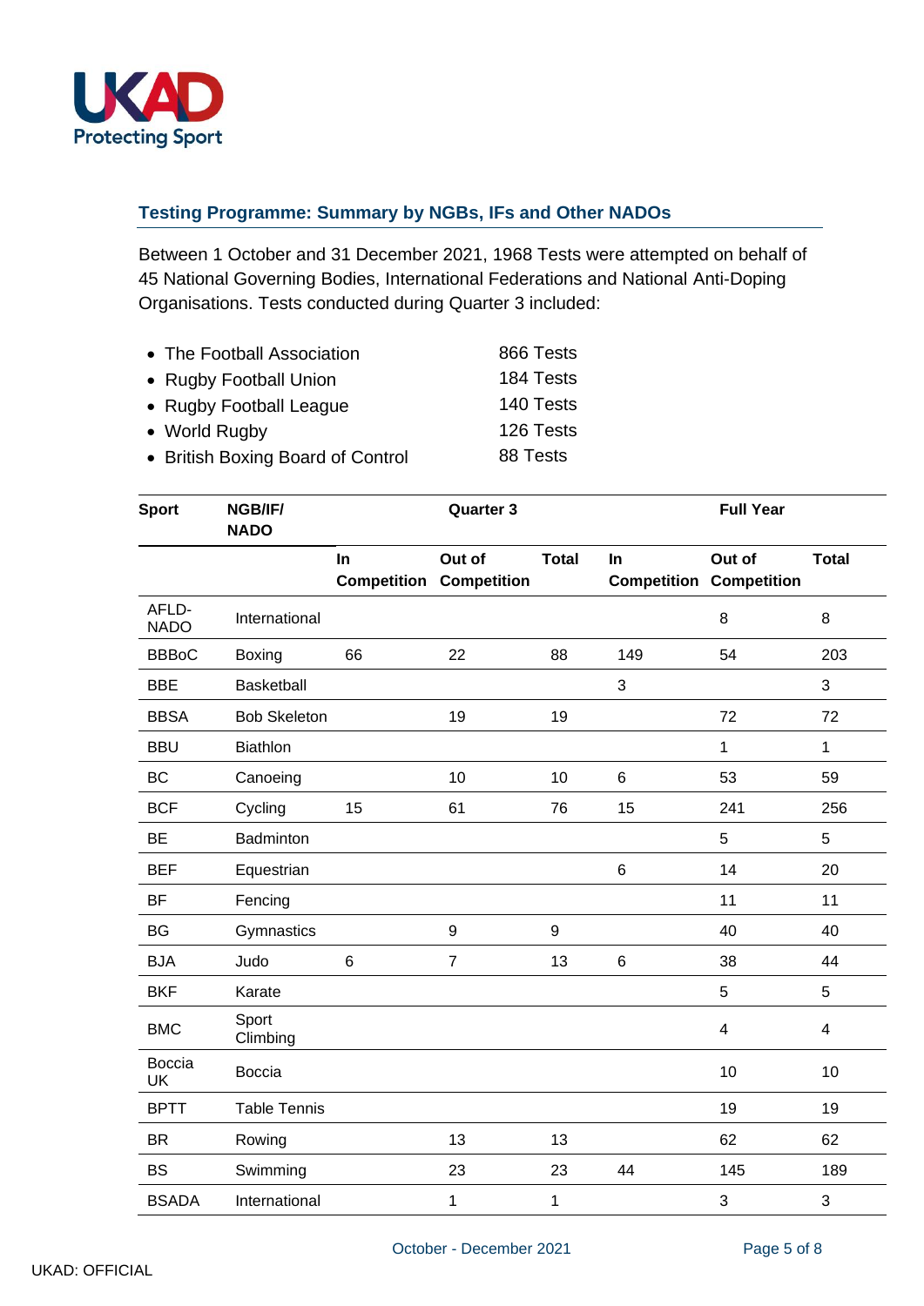## Testing Programme: Summary by NGBs, IFs and Other NADOs

Between 1 October and 31 December 2021, 1968 Tests were attempted on behalf of 45 National Governing Bodies, International Federations and National Anti-Doping Organisations. Tests conducted during Quarter 3 included:

- The Football Association — 866 Tests
- Rugby Football Union — 184 Tests
- Rugby Football League — 140 Tests
- World Rugby — 126 Tests
- British Boxing Board of Control — 88 Tests

| Sport | NGB/IF/ NADO | Quarter 3 | | | Full Year | | |
|---|---|---|---|---|---|---|---|
| | | In Competition | Out of Competition | Total | In Competition | Out of Competition | Total |
| AFLD-NADO | International | | | | | 8 | 8 |
| BBBoC | Boxing | 66 | 22 | 88 | 149 | 54 | 203 |
| BBE | Basketball | | | | 3 | | 3 |
| BBSA | Bob Skeleton | | 19 | 19 | | 72 | 72 |
| BBU | Biathlon | | | | | 1 | 1 |
| BC | Canoeing | | 10 | 10 | 6 | 53 | 59 |
| BCF | Cycling | 15 | 61 | 76 | 15 | 241 | 256 |
| BE | Badminton | | | | | 5 | 5 |
| BEF | Equestrian | | | | 6 | 14 | 20 |
| BF | Fencing | | | | | 11 | 11 |
| BG | Gymnastics | | 9 | 9 | | 40 | 40 |
| BJA | Judo | 6 | 7 | 13 | 6 | 38 | 44 |
| BKF | Karate | | | | | 5 | 5 |
| BMC | Sport Climbing | | | | | 4 | 4 |
| Boccia UK | Boccia | | | | | 10 | 10 |
| BPTT | Table Tennis | | | | | 19 | 19 |
| BR | Rowing | | 13 | 13 | | 62 | 62 |
| BS | Swimming | | 23 | 23 | 44 | 145 | 189 |
| BSADA | International | | 1 | 1 | | 3 | 3 |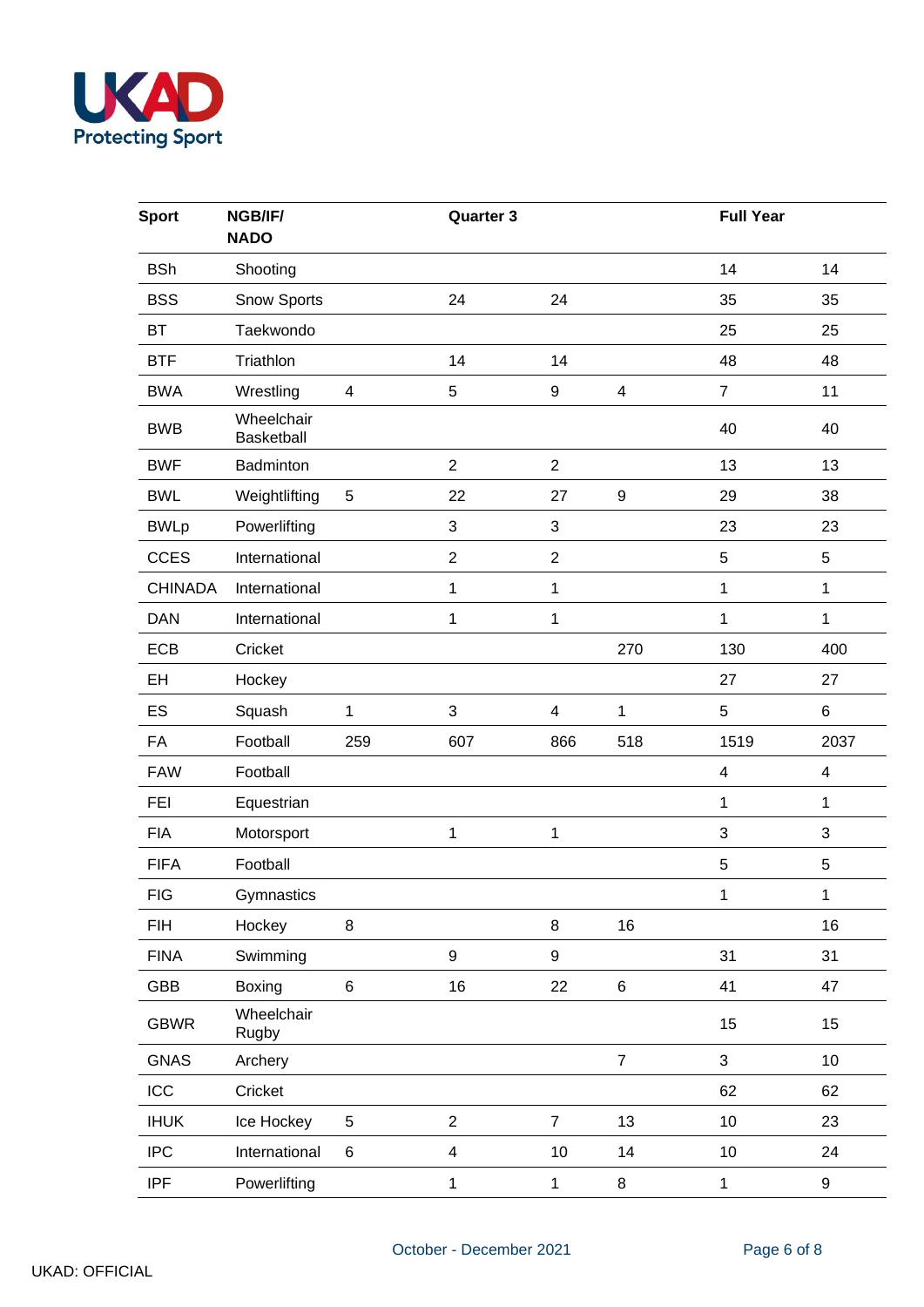| Sport | NGB/IF/ NADO | Quarter 3 | | | Full Year | | |
|---|---|---|---|---|---|---|---|
| BSh | Shooting | | | | | 14 | 14 |
| BSS | Snow Sports | | 24 | 24 | | 35 | 35 |
| BT | Taekwondo | | | | | 25 | 25 |
| BTF | Triathlon | | 14 | 14 | | 48 | 48 |
| BWA | Wrestling | 4 | 5 | 9 | 4 | 7 | 11 |
| BWB | Wheelchair Basketball | | | | | 40 | 40 |
| BWF | Badminton | | 2 | 2 | | 13 | 13 |
| BWL | Weightlifting | 5 | 22 | 27 | 9 | 29 | 38 |
| BWLp | Powerlifting | | 3 | 3 | | 23 | 23 |
| CCES | International | | 2 | 2 | | 5 | 5 |
| CHINADA | International | | 1 | 1 | | 1 | 1 |
| DAN | International | | 1 | 1 | | 1 | 1 |
| ECB | Cricket | | | | 270 | 130 | 400 |
| EH | Hockey | | | | | 27 | 27 |
| ES | Squash | 1 | 3 | 4 | 1 | 5 | 6 |
| FA | Football | 259 | 607 | 866 | 518 | 1519 | 2037 |
| FAW | Football | | | | | 4 | 4 |
| FEI | Equestrian | | | | | 1 | 1 |
| FIA | Motorsport | | 1 | 1 | | 3 | 3 |
| FIFA | Football | | | | | 5 | 5 |
| FIG | Gymnastics | | | | | 1 | 1 |
| FIH | Hockey | 8 | | 8 | 16 | | 16 |
| FINA | Swimming | | 9 | 9 | | 31 | 31 |
| GBB | Boxing | 6 | 16 | 22 | 6 | 41 | 47 |
| GBWR | Wheelchair Rugby | | | | | 15 | 15 |
| GNAS | Archery | | | | 7 | 3 | 10 |
| ICC | Cricket | | | | | 62 | 62 |
| IHUK | Ice Hockey | 5 | 2 | 7 | 13 | 10 | 23 |
| IPC | International | 6 | 4 | 10 | 14 | 10 | 24 |
| IPF | Powerlifting | | 1 | 1 | 8 | 1 | 9 |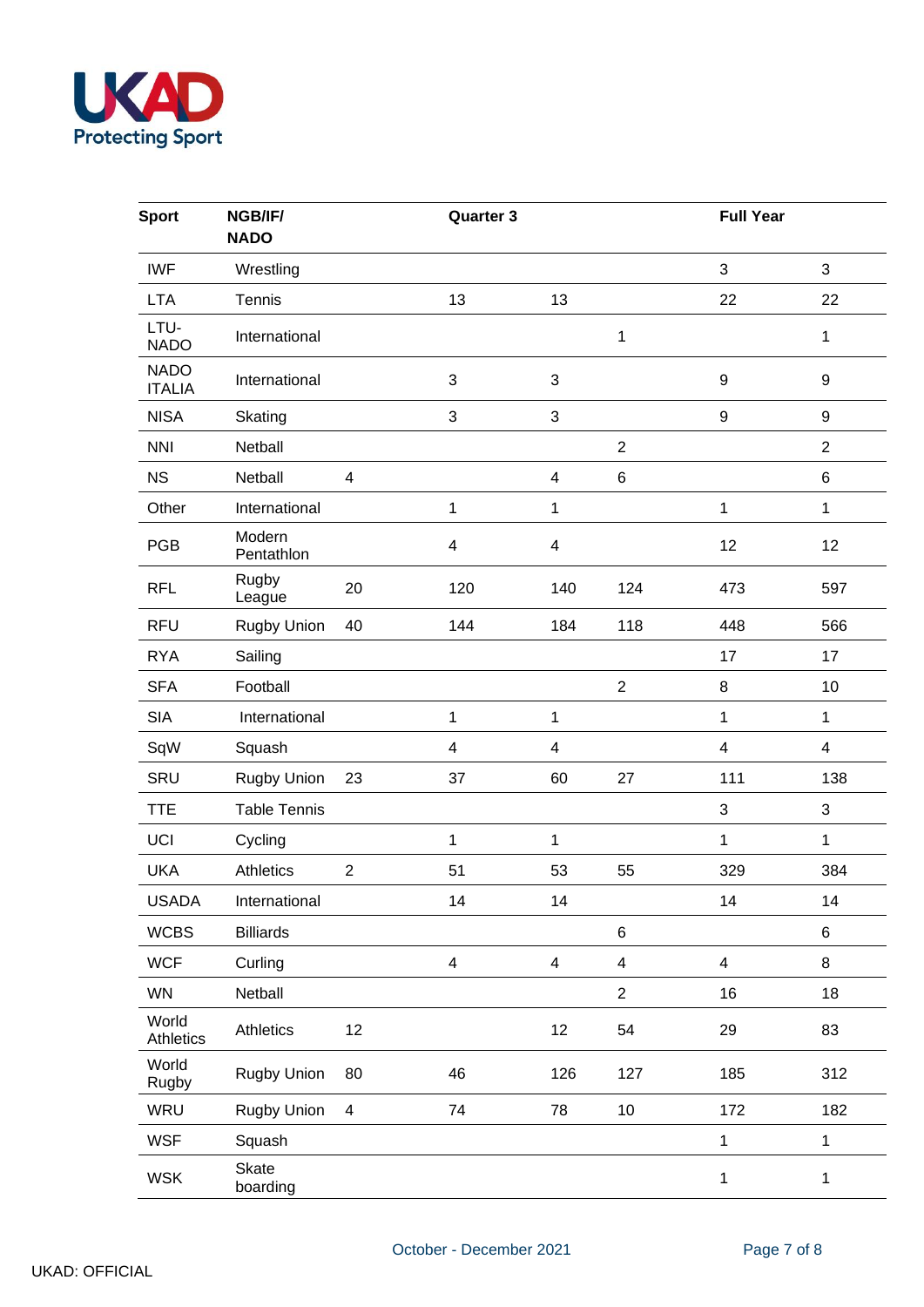| Sport | NGB/IF/NADO | | Quarter 3 | | | Full Year | |
|---|---|---|---|---|---|---|---|
| IWF | Wrestling | | | | | 3 | 3 |
| LTA | Tennis | | 13 | 13 | | 22 | 22 |
| LTU-NADO | International | | | | 1 | | 1 |
| NADO ITALIA | International | | 3 | 3 | | 9 | 9 |
| NISA | Skating | | 3 | 3 | | 9 | 9 |
| NNI | Netball | | | | 2 | | 2 |
| NS | Netball | 4 | | 4 | 6 | | 6 |
| Other | International | | 1 | 1 | | 1 | 1 |
| PGB | Modern Pentathlon | | 4 | 4 | | 12 | 12 |
| RFL | Rugby League | 20 | 120 | 140 | 124 | 473 | 597 |
| RFU | Rugby Union | 40 | 144 | 184 | 118 | 448 | 566 |
| RYA | Sailing | | | | | 17 | 17 |
| SFA | Football | | | | 2 | 8 | 10 |
| SIA | International | | 1 | 1 | | 1 | 1 |
| SqW | Squash | | 4 | 4 | | 4 | 4 |
| SRU | Rugby Union | 23 | 37 | 60 | 27 | 111 | 138 |
| TTE | Table Tennis | | | | | 3 | 3 |
| UCI | Cycling | | 1 | 1 | | 1 | 1 |
| UKA | Athletics | 2 | 51 | 53 | 55 | 329 | 384 |
| USADA | International | | 14 | 14 | | 14 | 14 |
| WCBS | Billiards | | | | 6 | | 6 |
| WCF | Curling | | 4 | 4 | 4 | 4 | 8 |
| WN | Netball | | | | 2 | 16 | 18 |
| World Athletics | Athletics | 12 | | 12 | 54 | 29 | 83 |
| World Rugby | Rugby Union | 80 | 46 | 126 | 127 | 185 | 312 |
| WRU | Rugby Union | 4 | 74 | 78 | 10 | 172 | 182 |
| WSF | Squash | | | | | 1 | 1 |
| WSK | Skate boarding | | | | | 1 | 1 |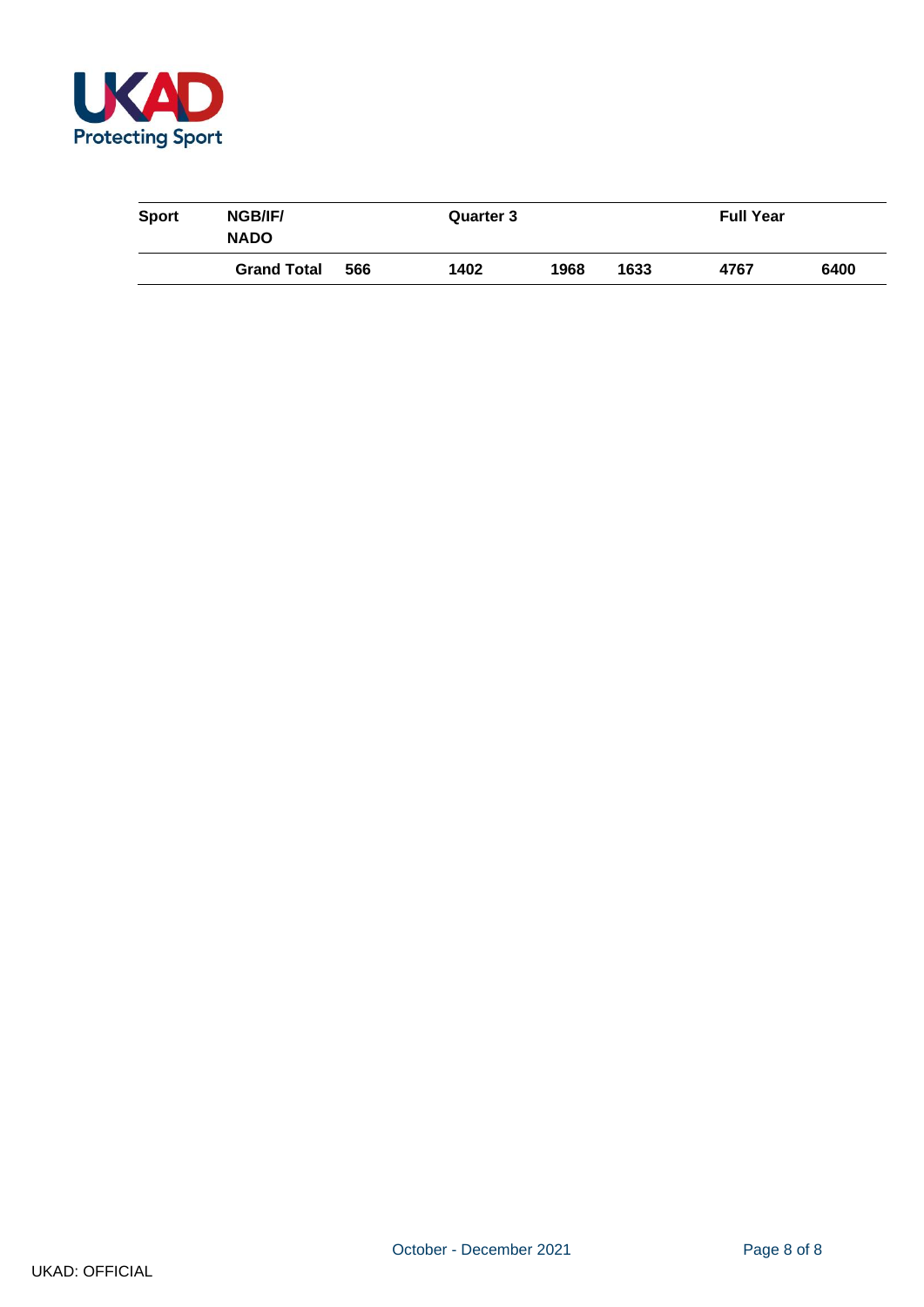| Sport | NGB/IF/ NADO | | Quarter 3 | | | Full Year | |
|---|---|---|---|---|---|---|---|
| | **Grand Total** | **566** | **1402** | **1968** | **1633** | **4767** | **6400** |

UKAD: OFFICIAL